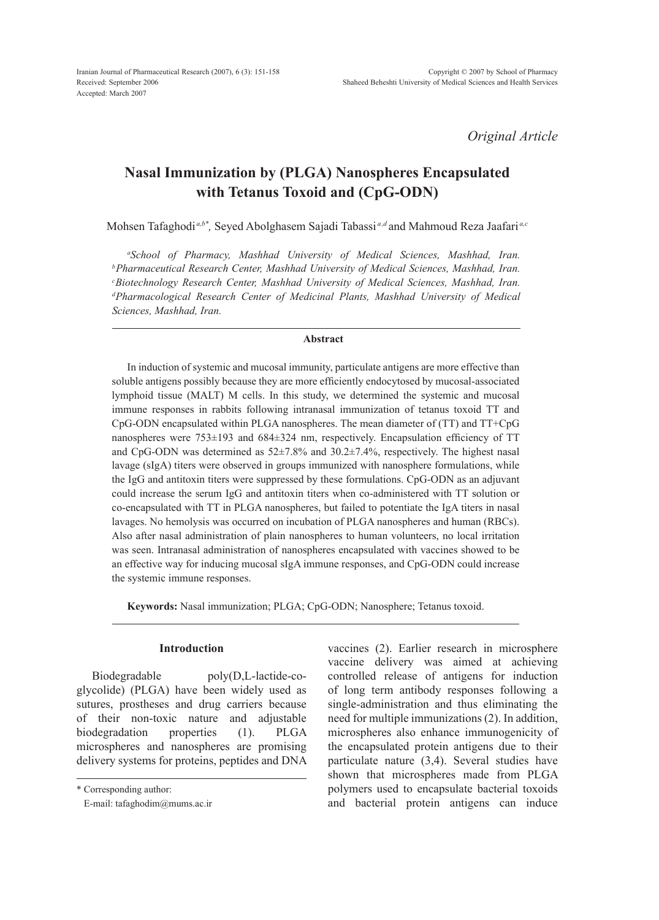*Original Article*

# Nasal Immunization by (PLGA) Nanospheres Encapsulated with Tetanus Toxoid and (CpG-ODN)

Mohsen Tafaghodi[a,b*], Seyed Abolghasem Sajadi Tabassi[a,d] and Mahmoud Reza Jaafari[a,c]

*[a]School of Pharmacy, Mashhad University of Medical Sciences, Mashhad, Iran. [b]Pharmaceutical Research Center, Mashhad University of Medical Sciences, Mashhad, Iran. [c]Biotechnology Research Center, Mashhad University of Medical Sciences, Mashhad, Iran. [d]Pharmacological Research Center of Medicinal Plants, Mashhad University of Medical Sciences, Mashhad, Iran.*

## Abstract

In induction of systemic and mucosal immunity, particulate antigens are more effective than soluble antigens possibly because they are more efficiently endocytosed by mucosal-associated lymphoid tissue (MALT) M cells. In this study, we determined the systemic and mucosal immune responses in rabbits following intranasal immunization of tetanus toxoid TT and CpG-ODN encapsulated within PLGA nanospheres. The mean diameter of (TT) and TT+CpG nanospheres were 753±193 and 684±324 nm, respectively. Encapsulation efficiency of TT and CpG-ODN was determined as 52±7.8% and 30.2±7.4%, respectively. The highest nasal lavage (sIgA) titers were observed in groups immunized with nanosphere formulations, while the IgG and antitoxin titers were suppressed by these formulations. CpG-ODN as an adjuvant could increase the serum IgG and antitoxin titers when co-administered with TT solution or co-encapsulated with TT in PLGA nanospheres, but failed to potentiate the IgA titers in nasal lavages. No hemolysis was occurred on incubation of PLGA nanospheres and human (RBCs). Also after nasal administration of plain nanospheres to human volunteers, no local irritation was seen. Intranasal administration of nanospheres encapsulated with vaccines showed to be an effective way for inducing mucosal sIgA immune responses, and CpG-ODN could increase the systemic immune responses.

**Keywords:** Nasal immunization; PLGA; CpG-ODN; Nanosphere; Tetanus toxoid.

## Introduction

Biodegradable poly(D,L-lactide-co-glycolide) (PLGA) have been widely used as sutures, prostheses and drug carriers because of their non-toxic nature and adjustable biodegradation properties (1). PLGA microspheres and nanospheres are promising delivery systems for proteins, peptides and DNA vaccines (2). Earlier research in microsphere vaccine delivery was aimed at achieving controlled release of antigens for induction of long term antibody responses following a single-administration and thus eliminating the need for multiple immunizations (2). In addition, microspheres also enhance immunogenicity of the encapsulated protein antigens due to their particulate nature (3,4). Several studies have shown that microspheres made from PLGA polymers used to encapsulate bacterial toxoids and bacterial protein antigens can induce

* Corresponding author:
E-mail: tafaghodim@mums.ac.ir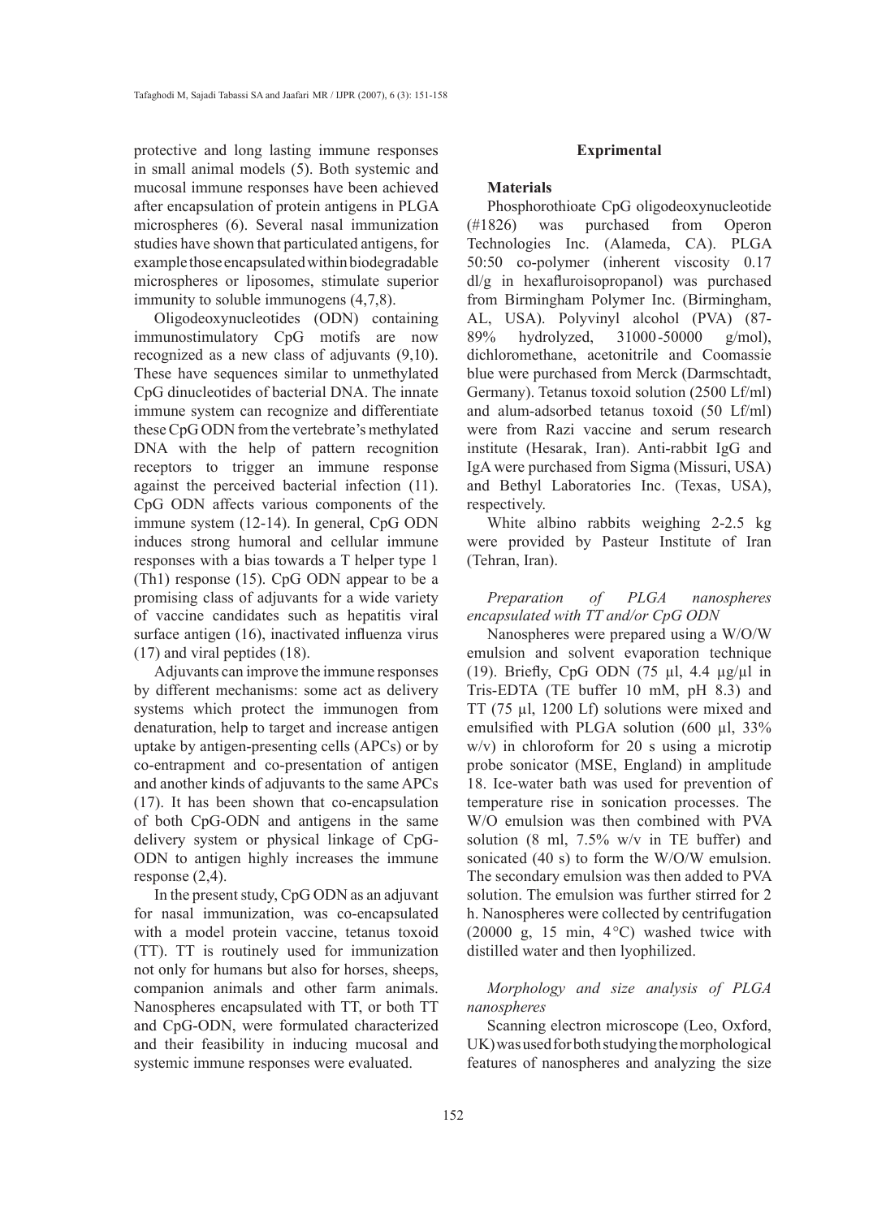protective and long lasting immune responses in small animal models (5). Both systemic and mucosal immune responses have been achieved after encapsulation of protein antigens in PLGA microspheres (6). Several nasal immunization studies have shown that particulated antigens, for example those encapsulated within biodegradable microspheres or liposomes, stimulate superior immunity to soluble immunogens (4,7,8).

Oligodeoxynucleotides (ODN) containing immunostimulatory CpG motifs are now recognized as a new class of adjuvants (9,10). These have sequences similar to unmethylated CpG dinucleotides of bacterial DNA. The innate immune system can recognize and differentiate these CpG ODN from the vertebrate's methylated DNA with the help of pattern recognition receptors to trigger an immune response against the perceived bacterial infection (11). CpG ODN affects various components of the immune system (12-14). In general, CpG ODN induces strong humoral and cellular immune responses with a bias towards a T helper type 1 (Th1) response (15). CpG ODN appear to be a promising class of adjuvants for a wide variety of vaccine candidates such as hepatitis viral surface antigen (16), inactivated influenza virus (17) and viral peptides (18).

Adjuvants can improve the immune responses by different mechanisms: some act as delivery systems which protect the immunogen from denaturation, help to target and increase antigen uptake by antigen-presenting cells (APCs) or by co-entrapment and co-presentation of antigen and another kinds of adjuvants to the same APCs (17). It has been shown that co-encapsulation of both CpG-ODN and antigens in the same delivery system or physical linkage of CpG-ODN to antigen highly increases the immune response (2,4).

In the present study, CpG ODN as an adjuvant for nasal immunization, was co-encapsulated with a model protein vaccine, tetanus toxoid (TT). TT is routinely used for immunization not only for humans but also for horses, sheeps, companion animals and other farm animals. Nanospheres encapsulated with TT, or both TT and CpG-ODN, were formulated characterized and their feasibility in inducing mucosal and systemic immune responses were evaluated.

## Exprimental

### Materials

Phosphorothioate CpG oligodeoxynucleotide (#1826) was purchased from Operon Technologies Inc. (Alameda, CA). PLGA 50:50 co-polymer (inherent viscosity 0.17 dl/g in hexafluroisopropanol) was purchased from Birmingham Polymer Inc. (Birmingham, AL, USA). Polyvinyl alcohol (PVA) (87-89% hydrolyzed, 31000-50000 g/mol), dichloromethane, acetonitrile and Coomassie blue were purchased from Merck (Darmschtadt, Germany). Tetanus toxoid solution (2500 Lf/ml) and alum-adsorbed tetanus toxoid (50 Lf/ml) were from Razi vaccine and serum research institute (Hesarak, Iran). Anti-rabbit IgG and IgA were purchased from Sigma (Missuri, USA) and Bethyl Laboratories Inc. (Texas, USA), respectively.

White albino rabbits weighing 2-2.5 kg were provided by Pasteur Institute of Iran (Tehran, Iran).

*Preparation of PLGA nanospheres encapsulated with TT and/or CpG ODN*

Nanospheres were prepared using a W/O/W emulsion and solvent evaporation technique (19). Briefly, CpG ODN (75 µl, 4.4 µg/µl in Tris-EDTA (TE buffer 10 mM, pH 8.3) and TT (75 µl, 1200 Lf) solutions were mixed and emulsified with PLGA solution (600 µl, 33% w/v) in chloroform for 20 s using a microtip probe sonicator (MSE, England) in amplitude 18. Ice-water bath was used for prevention of temperature rise in sonication processes. The W/O emulsion was then combined with PVA solution (8 ml, 7.5% w/v in TE buffer) and sonicated (40 s) to form the W/O/W emulsion. The secondary emulsion was then added to PVA solution. The emulsion was further stirred for 2 h. Nanospheres were collected by centrifugation (20000 g, 15 min, 4°C) washed twice with distilled water and then lyophilized.

*Morphology and size analysis of PLGA nanospheres*

Scanning electron microscope (Leo, Oxford, UK) was used for both studying the morphological features of nanospheres and analyzing the size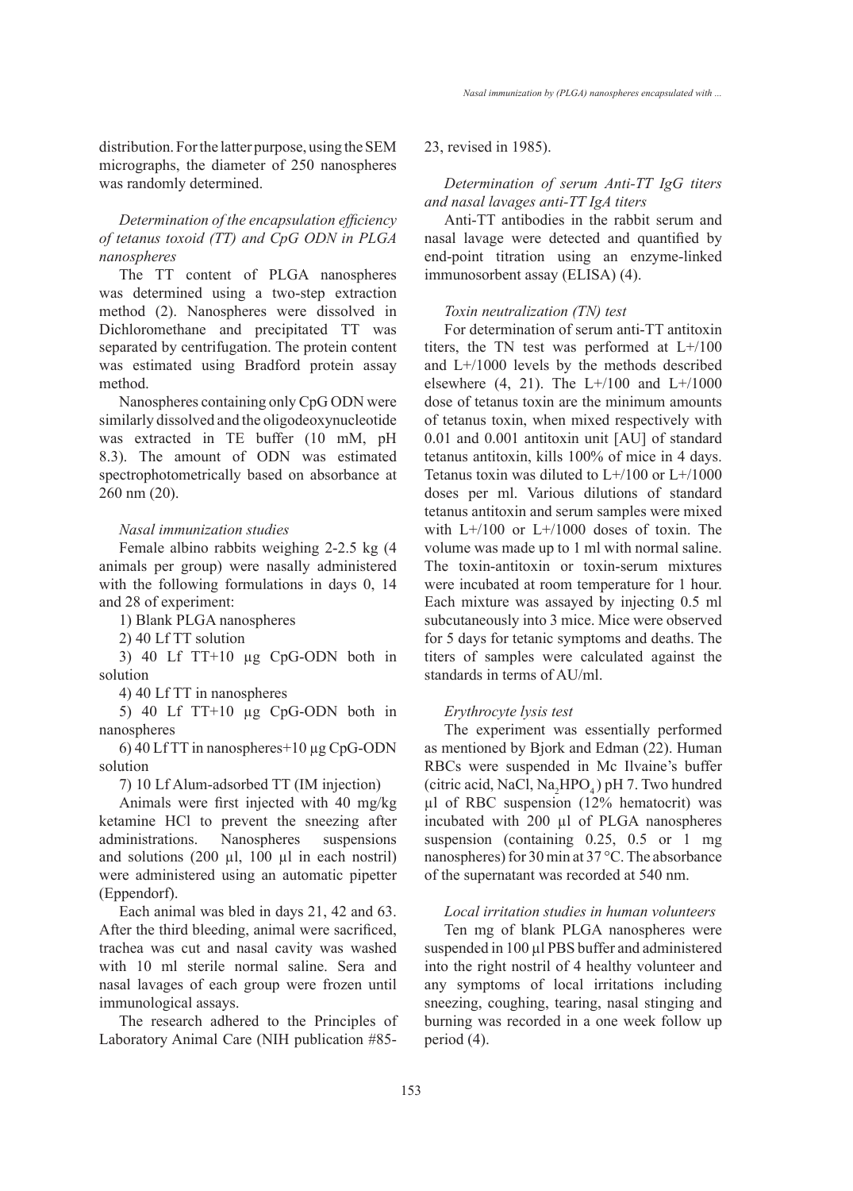distribution. For the latter purpose, using the SEM micrographs, the diameter of 250 nanospheres was randomly determined.

### *Determination of the encapsulation efficiency of tetanus toxoid (TT) and CpG ODN in PLGA nanospheres*

The TT content of PLGA nanospheres was determined using a two-step extraction method (2). Nanospheres were dissolved in Dichloromethane and precipitated TT was separated by centrifugation. The protein content was estimated using Bradford protein assay method.

Nanospheres containing only CpG ODN were similarly dissolved and the oligodeoxynucleotide was extracted in TE buffer (10 mM, pH 8.3). The amount of ODN was estimated spectrophotometrically based on absorbance at 260 nm (20).

### *Nasal immunization studies*

Female albino rabbits weighing 2-2.5 kg (4 animals per group) were nasally administered with the following formulations in days 0, 14 and 28 of experiment:

1) Blank PLGA nanospheres

2) 40 Lf TT solution

3) 40 Lf TT+10 µg CpG-ODN both in solution

4) 40 Lf TT in nanospheres

5) 40 Lf TT+10 µg CpG-ODN both in nanospheres

6) 40 Lf TT in nanospheres+10 µg CpG-ODN solution

7) 10 Lf Alum-adsorbed TT (IM injection)

Animals were first injected with 40 mg/kg ketamine HCl to prevent the sneezing after administrations. Nanospheres suspensions and solutions (200 µl, 100 µl in each nostril) were administered using an automatic pipetter (Eppendorf).

Each animal was bled in days 21, 42 and 63. After the third bleeding, animal were sacrificed, trachea was cut and nasal cavity was washed with 10 ml sterile normal saline. Sera and nasal lavages of each group were frozen until immunological assays.

The research adhered to the Principles of Laboratory Animal Care (NIH publication #85-23, revised in 1985).

### *Determination of serum Anti-TT IgG titers and nasal lavages anti-TT IgA titers*

Anti-TT antibodies in the rabbit serum and nasal lavage were detected and quantified by end-point titration using an enzyme-linked immunosorbent assay (ELISA) (4).

### *Toxin neutralization (TN) test*

For determination of serum anti-TT antitoxin titers, the TN test was performed at L+/100 and L+/1000 levels by the methods described elsewhere (4, 21). The L+/100 and L+/1000 dose of tetanus toxin are the minimum amounts of tetanus toxin, when mixed respectively with 0.01 and 0.001 antitoxin unit [AU] of standard tetanus antitoxin, kills 100% of mice in 4 days. Tetanus toxin was diluted to L+/100 or L+/1000 doses per ml. Various dilutions of standard tetanus antitoxin and serum samples were mixed with L+/100 or L+/1000 doses of toxin. The volume was made up to 1 ml with normal saline. The toxin-antitoxin or toxin-serum mixtures were incubated at room temperature for 1 hour. Each mixture was assayed by injecting 0.5 ml subcutaneously into 3 mice. Mice were observed for 5 days for tetanic symptoms and deaths. The titers of samples were calculated against the standards in terms of AU/ml.

### *Erythrocyte lysis test*

The experiment was essentially performed as mentioned by Bjork and Edman (22). Human RBCs were suspended in Mc Ilvaine's buffer (citric acid, NaCl, $Na_2HPO_4$) pH 7. Two hundred µl of RBC suspension (12% hematocrit) was incubated with 200 µl of PLGA nanospheres suspension (containing 0.25, 0.5 or 1 mg nanospheres) for 30 min at 37 °C. The absorbance of the supernatant was recorded at 540 nm.

### *Local irritation studies in human volunteers*

Ten mg of blank PLGA nanospheres were suspended in 100 µl PBS buffer and administered into the right nostril of 4 healthy volunteer and any symptoms of local irritations including sneezing, coughing, tearing, nasal stinging and burning was recorded in a one week follow up period (4).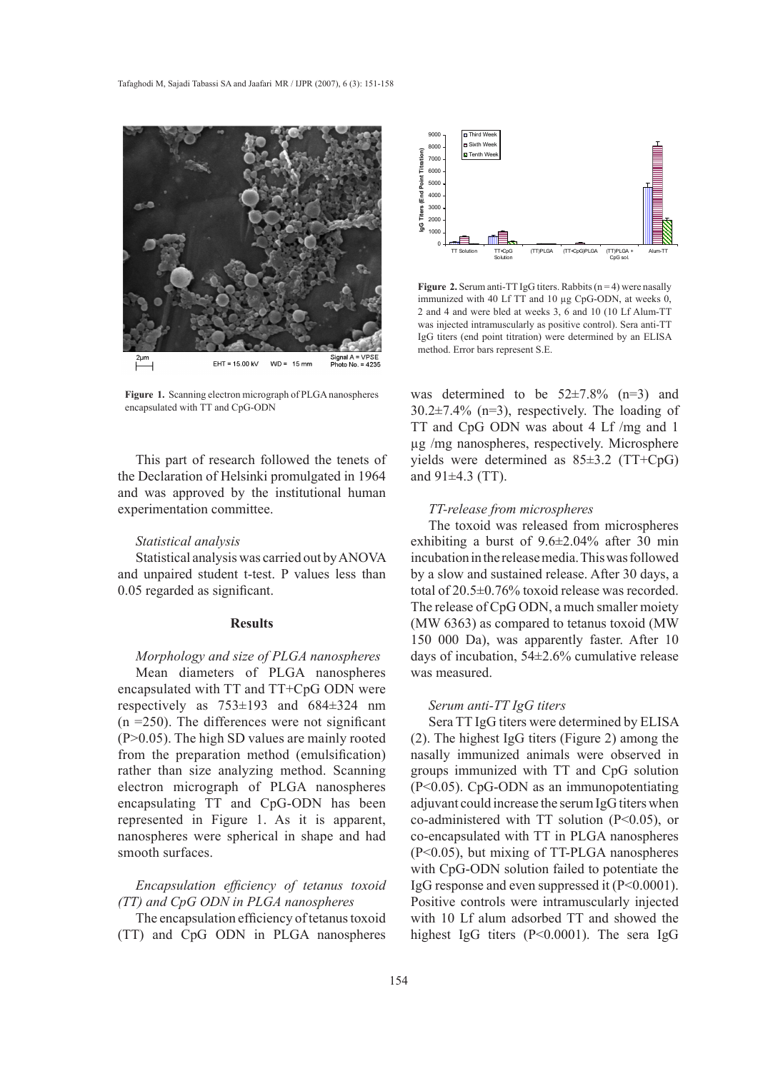Figure 1. Scanning electron micrograph of PLGA nanospheres encapsulated with TT and CpG-ODN

This part of research followed the tenets of the Declaration of Helsinki promulgated in 1964 and was approved by the institutional human experimentation committee.

*Statistical analysis*

Statistical analysis was carried out by ANOVA and unpaired student t-test. P values less than 0.05 regarded as significant.

## Results

*Morphology and size of PLGA nanospheres*

Mean diameters of PLGA nanospheres encapsulated with TT and TT+CpG ODN were respectively as 753±193 and 684±324 nm (n =250). The differences were not significant (P>0.05). The high SD values are mainly rooted from the preparation method (emulsification) rather than size analyzing method. Scanning electron micrograph of PLGA nanospheres encapsulating TT and CpG-ODN has been represented in Figure 1. As it is apparent, nanospheres were spherical in shape and had smooth surfaces.

*Encapsulation efficiency of tetanus toxoid (TT) and CpG ODN in PLGA nanospheres*

The encapsulation efficiency of tetanus toxoid (TT) and CpG ODN in PLGA nanospheres was determined to be 52±7.8% (n=3) and 30.2±7.4% (n=3), respectively. The loading of TT and CpG ODN was about 4 Lf /mg and 1 µg /mg nanospheres, respectively. Microsphere yields were determined as 85±3.2 (TT+CpG) and 91±4.3 (TT).

Figure 2. Serum anti-TT IgG titers. Rabbits (n = 4) were nasally immunized with 40 Lf TT and 10 µg CpG-ODN, at weeks 0, 2 and 4 and were bled at weeks 3, 6 and 10 (10 Lf Alum-TT was injected intramuscularly as positive control). Sera anti-TT IgG titers (end point titration) were determined by an ELISA method. Error bars represent S.E.

*TT-release from microspheres*

The toxoid was released from microspheres exhibiting a burst of 9.6±2.04% after 30 min incubation in the release media. This was followed by a slow and sustained release. After 30 days, a total of 20.5±0.76% toxoid release was recorded. The release of CpG ODN, a much smaller moiety (MW 6363) as compared to tetanus toxoid (MW 150 000 Da), was apparently faster. After 10 days of incubation, 54±2.6% cumulative release was measured.

*Serum anti-TT IgG titers*

Sera TT IgG titers were determined by ELISA (2). The highest IgG titers (Figure 2) among the nasally immunized animals were observed in groups immunized with TT and CpG solution (P<0.05). CpG-ODN as an immunopotentiating adjuvant could increase the serum IgG titers when co-administered with TT solution (P<0.05), or co-encapsulated with TT in PLGA nanospheres (P<0.05), but mixing of TT-PLGA nanospheres with CpG-ODN solution failed to potentiate the IgG response and even suppressed it (P<0.0001). Positive controls were intramuscularly injected with 10 Lf alum adsorbed TT and showed the highest IgG titers (P<0.0001). The sera IgG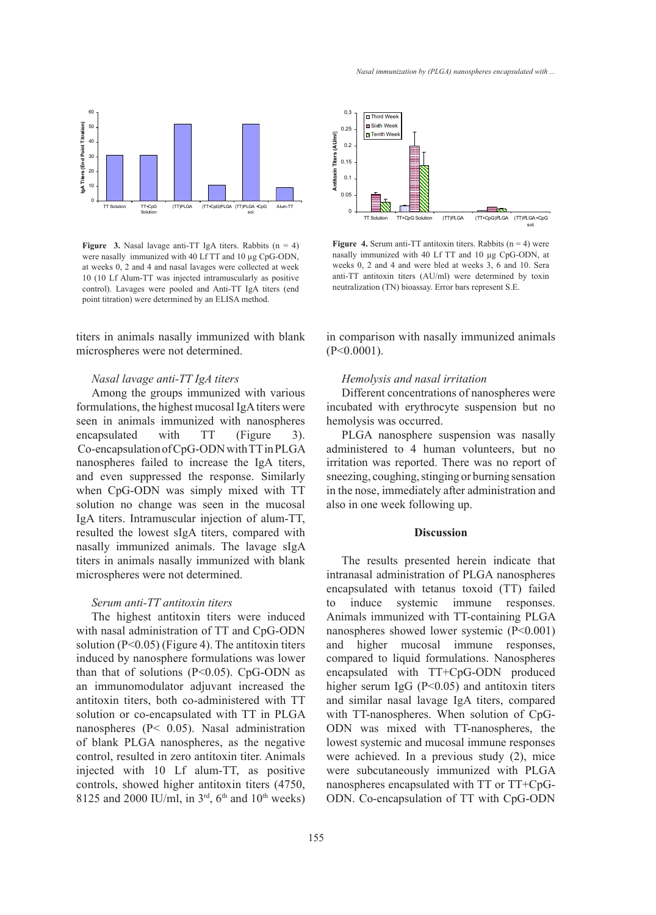**Figure 3.** Nasal lavage anti-TT IgA titers. Rabbits (n = 4) were nasally immunized with 40 Lf TT and 10 µg CpG-ODN, at weeks 0, 2 and 4 and nasal lavages were collected at week 10 (10 Lf Alum-TT was injected intramuscularly as positive control). Lavages were pooled and Anti-TT IgA titers (end point titration) were determined by an ELISA method.

**Figure 4.** Serum anti-TT antitoxin titers. Rabbits (n = 4) were nasally immunized with 40 Lf TT and 10 µg CpG-ODN, at weeks 0, 2 and 4 and were bled at weeks 3, 6 and 10. Sera anti-TT antitoxin titers (AU/ml) were determined by toxin neutralization (TN) bioassay. Error bars represent S.E.

titers in animals nasally immunized with blank microspheres were not determined.

### *Nasal lavage anti-TT IgA titers*

Among the groups immunized with various formulations, the highest mucosal IgA titers were seen in animals immunized with nanospheres encapsulated with TT (Figure 3). Co-encapsulation of CpG-ODN with TT in PLGA nanospheres failed to increase the IgA titers, and even suppressed the response. Similarly when CpG-ODN was simply mixed with TT solution no change was seen in the mucosal IgA titers. Intramuscular injection of alum-TT, resulted the lowest sIgA titers, compared with nasally immunized animals. The lavage sIgA titers in animals nasally immunized with blank microspheres were not determined.

### *Serum anti-TT antitoxin titers*

The highest antitoxin titers were induced with nasal administration of TT and CpG-ODN solution ($P<0.05$) (Figure 4). The antitoxin titers induced by nanosphere formulations was lower than that of solutions ($P<0.05$). CpG-ODN as an immunomodulator adjuvant increased the antitoxin titers, both co-administered with TT solution or co-encapsulated with TT in PLGA nanospheres ($P< 0.05$). Nasal administration of blank PLGA nanospheres, as the negative control, resulted in zero antitoxin titer. Animals injected with 10 Lf alum-TT, as positive controls, showed higher antitoxin titers (4750, 8125 and 2000 IU/ml, in 3$^{rd}$, 6$^{th}$ and 10$^{th}$ weeks) in comparison with nasally immunized animals ($P<0.0001$).

### *Hemolysis and nasal irritation*

Different concentrations of nanospheres were incubated with erythrocyte suspension but no hemolysis was occurred.

PLGA nanosphere suspension was nasally administered to 4 human volunteers, but no irritation was reported. There was no report of sneezing, coughing, stinging or burning sensation in the nose, immediately after administration and also in one week following up.

## Discussion

The results presented herein indicate that intranasal administration of PLGA nanospheres encapsulated with tetanus toxoid (TT) failed to induce systemic immune responses. Animals immunized with TT-containing PLGA nanospheres showed lower systemic ($P<0.001$) and higher mucosal immune responses, compared to liquid formulations. Nanospheres encapsulated with TT+CpG-ODN produced higher serum IgG ($P<0.05$) and antitoxin titers and similar nasal lavage IgA titers, compared with TT-nanospheres. When solution of CpG-ODN was mixed with TT-nanospheres, the lowest systemic and mucosal immune responses were achieved. In a previous study (2), mice were subcutaneously immunized with PLGA nanospheres encapsulated with TT or TT+CpG-ODN. Co-encapsulation of TT with CpG-ODN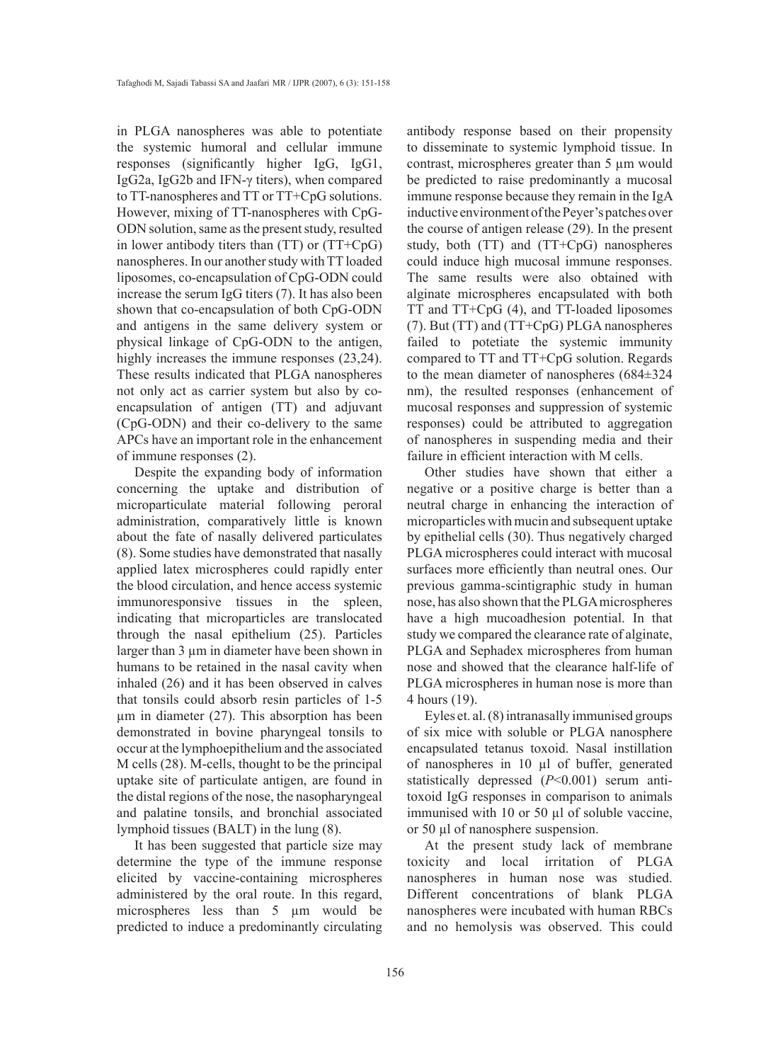in PLGA nanospheres was able to potentiate the systemic humoral and cellular immune responses (significantly higher IgG, IgG1, IgG2a, IgG2b and IFN-γ titers), when compared to TT-nanospheres and TT or TT+CpG solutions. However, mixing of TT-nanospheres with CpG-ODN solution, same as the present study, resulted in lower antibody titers than (TT) or (TT+CpG) nanospheres. In our another study with TT loaded liposomes, co-encapsulation of CpG-ODN could increase the serum IgG titers (7). It has also been shown that co-encapsulation of both CpG-ODN and antigens in the same delivery system or physical linkage of CpG-ODN to the antigen, highly increases the immune responses (23,24). These results indicated that PLGA nanospheres not only act as carrier system but also by co-encapsulation of antigen (TT) and adjuvant (CpG-ODN) and their co-delivery to the same APCs have an important role in the enhancement of immune responses (2).

Despite the expanding body of information concerning the uptake and distribution of microparticulate material following peroral administration, comparatively little is known about the fate of nasally delivered particulates (8). Some studies have demonstrated that nasally applied latex microspheres could rapidly enter the blood circulation, and hence access systemic immunoresponsive tissues in the spleen, indicating that microparticles are translocated through the nasal epithelium (25). Particles larger than 3 µm in diameter have been shown in humans to be retained in the nasal cavity when inhaled (26) and it has been observed in calves that tonsils could absorb resin particles of 1-5 µm in diameter (27). This absorption has been demonstrated in bovine pharyngeal tonsils to occur at the lymphoepithelium and the associated M cells (28). M-cells, thought to be the principal uptake site of particulate antigen, are found in the distal regions of the nose, the nasopharyngeal and palatine tonsils, and bronchial associated lymphoid tissues (BALT) in the lung (8).

It has been suggested that particle size may determine the type of the immune response elicited by vaccine-containing microspheres administered by the oral route. In this regard, microspheres less than 5 µm would be predicted to induce a predominantly circulating antibody response based on their propensity to disseminate to systemic lymphoid tissue. In contrast, microspheres greater than 5 µm would be predicted to raise predominantly a mucosal immune response because they remain in the IgA inductive environment of the Peyer's patches over the course of antigen release (29). In the present study, both (TT) and (TT+CpG) nanospheres could induce high mucosal immune responses. The same results were also obtained with alginate microspheres encapsulated with both TT and TT+CpG (4), and TT-loaded liposomes (7). But (TT) and (TT+CpG) PLGA nanospheres failed to potetiate the systemic immunity compared to TT and TT+CpG solution. Regards to the mean diameter of nanospheres (684±324 nm), the resulted responses (enhancement of mucosal responses and suppression of systemic responses) could be attributed to aggregation of nanospheres in suspending media and their failure in efficient interaction with M cells.

Other studies have shown that either a negative or a positive charge is better than a neutral charge in enhancing the interaction of microparticles with mucin and subsequent uptake by epithelial cells (30). Thus negatively charged PLGA microspheres could interact with mucosal surfaces more efficiently than neutral ones. Our previous gamma-scintigraphic study in human nose, has also shown that the PLGA microspheres have a high mucoadhesion potential. In that study we compared the clearance rate of alginate, PLGA and Sephadex microspheres from human nose and showed that the clearance half-life of PLGA microspheres in human nose is more than 4 hours (19).

Eyles et. al. (8) intranasally immunised groups of six mice with soluble or PLGA nanosphere encapsulated tetanus toxoid. Nasal instillation of nanospheres in 10 µl of buffer, generated statistically depressed ($P<0.001$) serum anti-toxoid IgG responses in comparison to animals immunised with 10 or 50 µl of soluble vaccine, or 50 µl of nanosphere suspension.

At the present study lack of membrane toxicity and local irritation of PLGA nanospheres in human nose was studied. Different concentrations of blank PLGA nanospheres were incubated with human RBCs and no hemolysis was observed. This could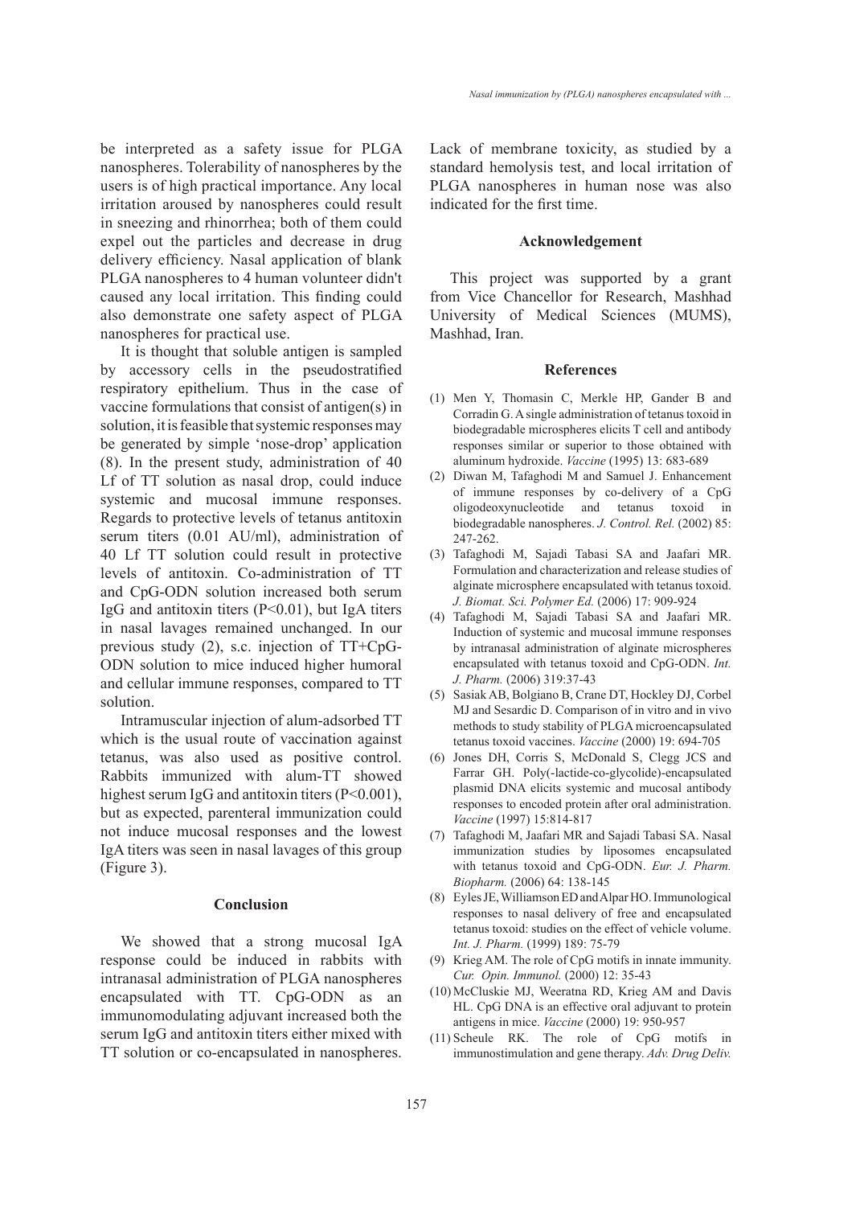be interpreted as a safety issue for PLGA nanospheres. Tolerability of nanospheres by the users is of high practical importance. Any local irritation aroused by nanospheres could result in sneezing and rhinorrhea; both of them could expel out the particles and decrease in drug delivery efficiency. Nasal application of blank PLGA nanospheres to 4 human volunteer didn't caused any local irritation. This finding could also demonstrate one safety aspect of PLGA nanospheres for practical use.

It is thought that soluble antigen is sampled by accessory cells in the pseudostratified respiratory epithelium. Thus in the case of vaccine formulations that consist of antigen(s) in solution, it is feasible that systemic responses may be generated by simple 'nose-drop' application (8). In the present study, administration of 40 Lf of TT solution as nasal drop, could induce systemic and mucosal immune responses. Regards to protective levels of tetanus antitoxin serum titers (0.01 AU/ml), administration of 40 Lf TT solution could result in protective levels of antitoxin. Co-administration of TT and CpG-ODN solution increased both serum IgG and antitoxin titers ($P<0.01$), but IgA titers in nasal lavages remained unchanged. In our previous study (2), s.c. injection of TT+CpG-ODN solution to mice induced higher humoral and cellular immune responses, compared to TT solution.

Intramuscular injection of alum-adsorbed TT which is the usual route of vaccination against tetanus, was also used as positive control. Rabbits immunized with alum-TT showed highest serum IgG and antitoxin titers ($P<0.001$), but as expected, parenteral immunization could not induce mucosal responses and the lowest IgA titers was seen in nasal lavages of this group (Figure 3).

## Conclusion

We showed that a strong mucosal IgA response could be induced in rabbits with intranasal administration of PLGA nanospheres encapsulated with TT. CpG-ODN as an immunomodulating adjuvant increased both the serum IgG and antitoxin titers either mixed with TT solution or co-encapsulated in nanospheres. Lack of membrane toxicity, as studied by a standard hemolysis test, and local irritation of PLGA nanospheres in human nose was also indicated for the first time.

## Acknowledgement

This project was supported by a grant from Vice Chancellor for Research, Mashhad University of Medical Sciences (MUMS), Mashhad, Iran.

## References

(1) Men Y, Thomasin C, Merkle HP, Gander B and Corradin G. A single administration of tetanus toxoid in biodegradable microspheres elicits T cell and antibody responses similar or superior to those obtained with aluminum hydroxide. *Vaccine* (1995) 13: 683-689

(2) Diwan M, Tafaghodi M and Samuel J. Enhancement of immune responses by co-delivery of a CpG oligodeoxynucleotide and tetanus toxoid in biodegradable nanospheres. *J. Control. Rel.* (2002) 85: 247-262.

(3) Tafaghodi M, Sajadi Tabasi SA and Jaafari MR. Formulation and characterization and release studies of alginate microsphere encapsulated with tetanus toxoid. *J. Biomat. Sci. Polymer Ed.* (2006) 17: 909-924

(4) Tafaghodi M, Sajadi Tabasi SA and Jaafari MR. Induction of systemic and mucosal immune responses by intranasal administration of alginate microspheres encapsulated with tetanus toxoid and CpG-ODN. *Int. J. Pharm.* (2006) 319:37-43

(5) Sasiak AB, Bolgiano B, Crane DT, Hockley DJ, Corbel MJ and Sesardic D. Comparison of in vitro and in vivo methods to study stability of PLGA microencapsulated tetanus toxoid vaccines. *Vaccine* (2000) 19: 694-705

(6) Jones DH, Corris S, McDonald S, Clegg JCS and Farrar GH. Poly(-lactide-co-glycolide)-encapsulated plasmid DNA elicits systemic and mucosal antibody responses to encoded protein after oral administration. *Vaccine* (1997) 15:814-817

(7) Tafaghodi M, Jaafari MR and Sajadi Tabasi SA. Nasal immunization studies by liposomes encapsulated with tetanus toxoid and CpG-ODN. *Eur. J. Pharm. Biopharm.* (2006) 64: 138-145

(8) Eyles JE, Williamson ED and Alpar HO. Immunological responses to nasal delivery of free and encapsulated tetanus toxoid: studies on the effect of vehicle volume. *Int. J. Pharm.* (1999) 189: 75-79

(9) Krieg AM. The role of CpG motifs in innate immunity. *Cur. Opin. Immunol.* (2000) 12: 35-43

(10) McCluskie MJ, Weeratna RD, Krieg AM and Davis HL. CpG DNA is an effective oral adjuvant to protein antigens in mice. *Vaccine* (2000) 19: 950-957

(11) Scheule RK. The role of CpG motifs in immunostimulation and gene therapy. *Adv. Drug Deliv.*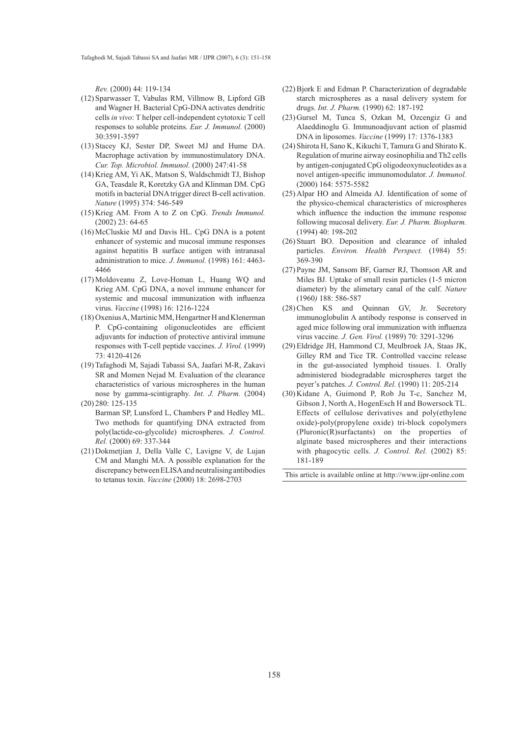*Rev.* (2000) 44: 119-134

(12) Sparwasser T, Vabulas RM, Villmow B, Lipford GB and Wagner H. Bacterial CpG-DNA activates dendritic cells *in vivo*: T helper cell-independent cytotoxic T cell responses to soluble proteins. *Eur. J. Immunol.* (2000) 30:3591-3597

(13) Stacey KJ, Sester DP, Sweet MJ and Hume DA. Macrophage activation by immunostimulatory DNA. *Cur. Top. Microbiol. Immunol.* (2000) 247:41-58

(14) Krieg AM, Yi AK, Matson S, Waldschmidt TJ, Bishop GA, Teasdale R, Koretzky GA and Klinman DM. CpG motifs in bacterial DNA trigger direct B-cell activation. *Nature* (1995) 374: 546-549

(15) Krieg AM. From A to Z on CpG. *Trends Immunol.* (2002) 23: 64-65

(16) McCluskie MJ and Davis HL. CpG DNA is a potent enhancer of systemic and mucosal immune responses against hepatitis B surface antigen with intranasal administration to mice. *J. Immunol.* (1998) 161: 4463-4466

(17) Moldoveanu Z, Love-Homan L, Huang WQ and Krieg AM. CpG DNA, a novel immune enhancer for systemic and mucosal immunization with influenza virus. *Vaccine* (1998) 16: 1216-1224

(18) Oxenius A, Martinic MM, Hengartner H and Klenerman P. CpG-containing oligonucleotides are efficient adjuvants for induction of protective antiviral immune responses with T-cell peptide vaccines. *J. Virol.* (1999) 73: 4120-4126

(19) Tafaghodi M, Sajadi Tabassi SA, Jaafari M-R, Zakavi SR and Momen Nejad M. Evaluation of the clearance characteristics of various microspheres in the human nose by gamma-scintigraphy. *Int. J. Pharm.* (2004) 280: 125-135

(20) Barman SP, Lunsford L, Chambers P and Hedley ML. Two methods for quantifying DNA extracted from poly(lactide-co-glycolide) microspheres. *J. Control. Rel.* (2000) 69: 337-344

(21) Dokmetjian J, Della Valle C, Lavigne V, de Lujan CM and Manghi MA. A possible explanation for the discrepancy between ELISA and neutralising antibodies to tetanus toxin. *Vaccine* (2000) 18: 2698-2703

(22) Bjork E and Edman P. Characterization of degradable starch microspheres as a nasal delivery system for drugs. *Int. J. Pharm.* (1990) 62: 187-192

(23) Gursel M, Tunca S, Ozkan M, Ozcengiz G and Alaeddinoglu G. Immunoadjuvant action of plasmid DNA in liposomes. *Vaccine* (1999) 17: 1376-1383

(24) Shirota H, Sano K, Kikuchi T, Tamura G and Shirato K. Regulation of murine airway eosinophilia and Th2 cells by antigen-conjugated CpG oligodeoxynucleotides as a novel antigen-specific immunomodulator. *J. Immunol.* (2000) 164: 5575-5582

(25) Alpar HO and Almeida AJ. Identification of some of the physico-chemical characteristics of microspheres which influence the induction the immune response following mucosal delivery. *Eur. J. Pharm. Biopharm.* (1994) 40: 198-202

(26) Stuart BO. Deposition and clearance of inhaled particles. *Environ. Health Perspect.* (1984) 55: 369-390

(27) Payne JM, Sansom BF, Garner RJ, Thomson AR and Miles BJ. Uptake of small resin particles (1-5 micron diameter) by the alimetary canal of the calf. *Nature* (1960) 188: 586-587

(28) Chen KS and Quinnan GV, Jr. Secretory immunoglobulin A antibody response is conserved in aged mice following oral immunization with influenza virus vaccine. *J. Gen. Virol.* (1989) 70: 3291-3296

(29) Eldridge JH, Hammond CJ, Meulbroek JA, Staas JK, Gilley RM and Tice TR. Controlled vaccine release in the gut-associated lymphoid tissues. I. Orally administered biodegradable microspheres target the peyer's patches. *J. Control. Rel.* (1990) 11: 205-214

(30) Kidane A, Guimond P, Rob Ju T-c, Sanchez M, Gibson J, North A, HogenEsch H and Bowersock TL. Effects of cellulose derivatives and poly(ethylene oxide)-poly(propylene oxide) tri-block copolymers (Pluronic(R)surfactants) on the properties of alginate based microspheres and their interactions with phagocytic cells. *J. Control. Rel.* (2002) 85: 181-189

This article is available online at http://www.ijpr-online.com